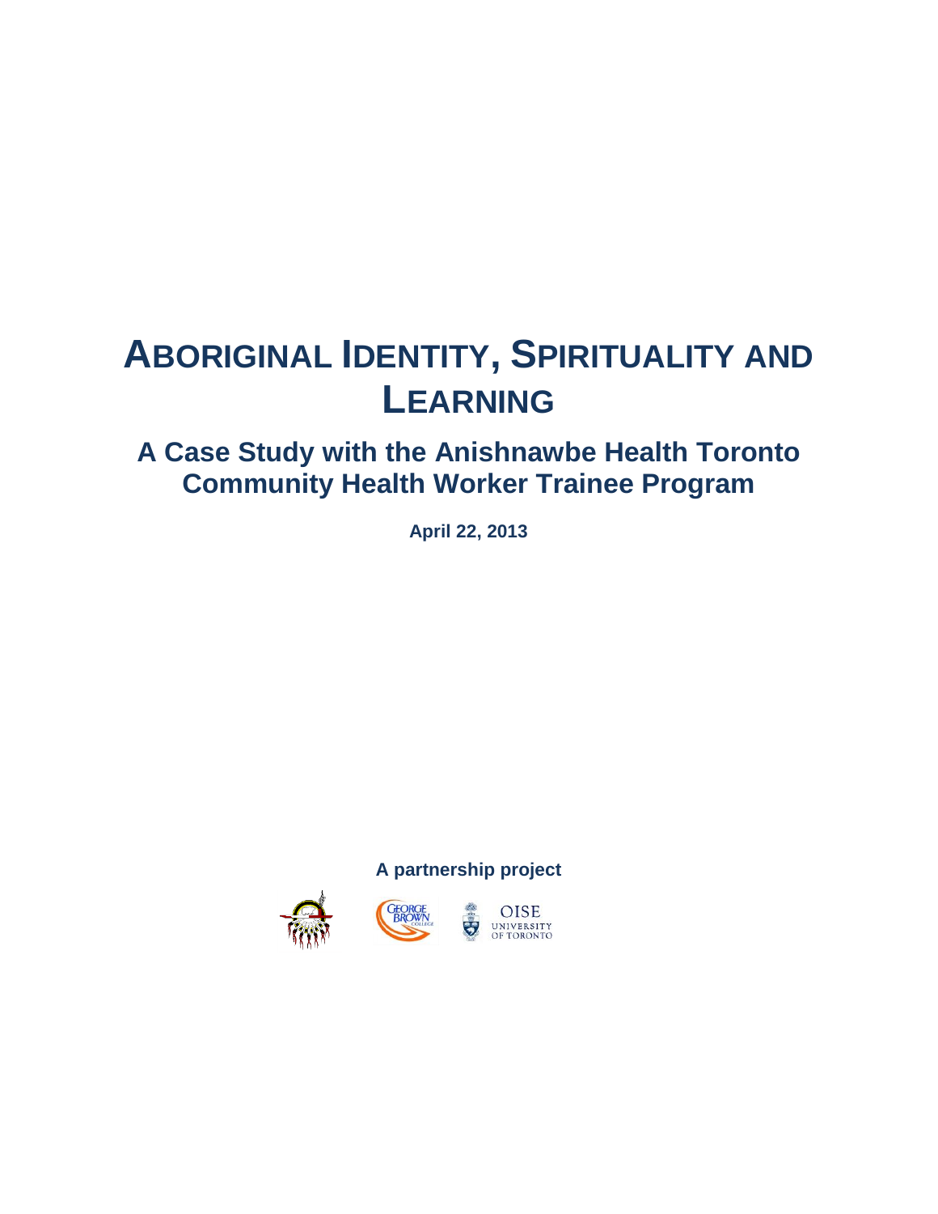# ABORIGINAL IDENTITY, SPIRITUALITY AND LEARNING

## A Case Study with the Anishnawbe Health Toronto Community Health Worker Trainee Program

**April 22, 2013**

**A partnership project**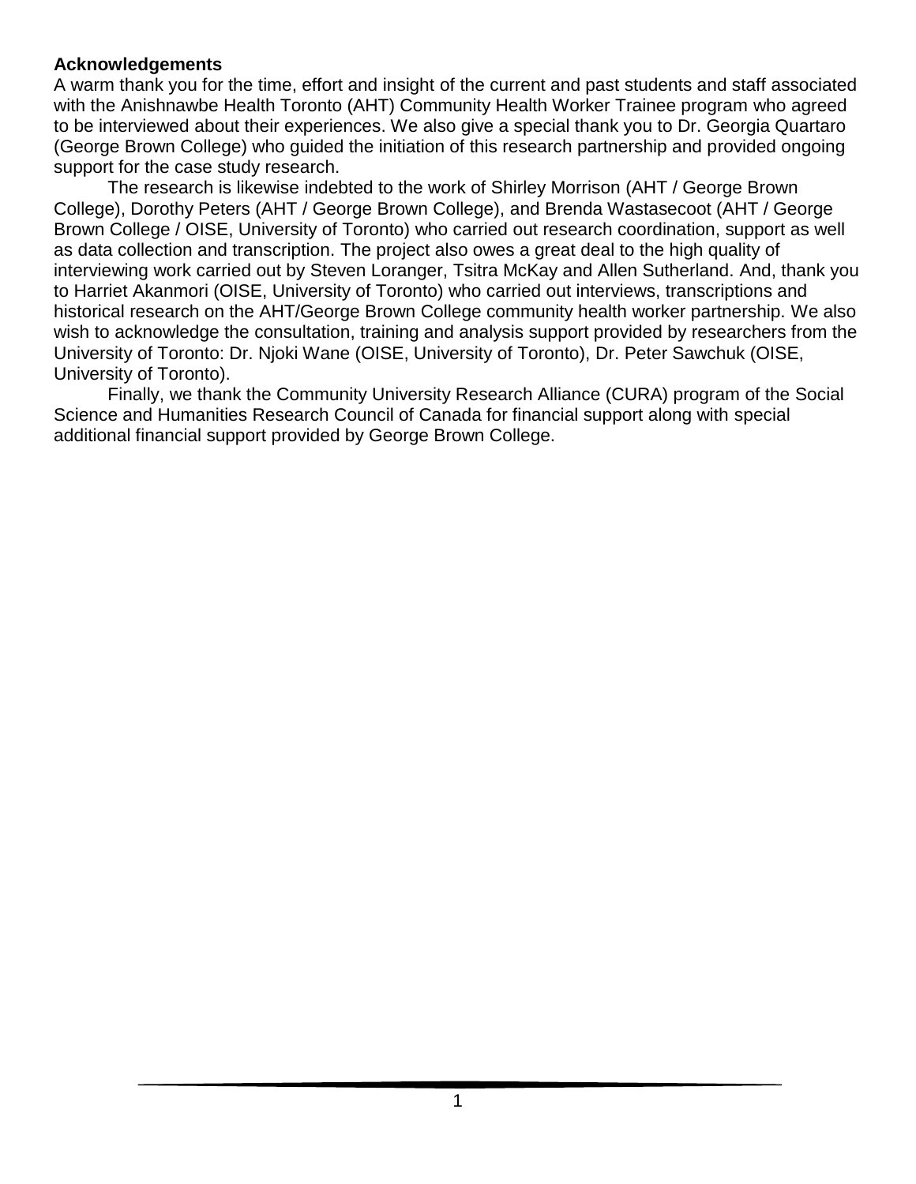**Acknowledgements**

A warm thank you for the time, effort and insight of the current and past students and staff associated with the Anishnawbe Health Toronto (AHT) Community Health Worker Trainee program who agreed to be interviewed about their experiences. We also give a special thank you to Dr. Georgia Quartaro (George Brown College) who guided the initiation of this research partnership and provided ongoing support for the case study research.

The research is likewise indebted to the work of Shirley Morrison (AHT / George Brown College), Dorothy Peters (AHT / George Brown College), and Brenda Wastasecoot (AHT / George Brown College / OISE, University of Toronto) who carried out research coordination, support as well as data collection and transcription. The project also owes a great deal to the high quality of interviewing work carried out by Steven Loranger, Tsitra McKay and Allen Sutherland. And, thank you to Harriet Akanmori (OISE, University of Toronto) who carried out interviews, transcriptions and historical research on the AHT/George Brown College community health worker partnership. We also wish to acknowledge the consultation, training and analysis support provided by researchers from the University of Toronto: Dr. Njoki Wane (OISE, University of Toronto), Dr. Peter Sawchuk (OISE, University of Toronto).

Finally, we thank the Community University Research Alliance (CURA) program of the Social Science and Humanities Research Council of Canada for financial support along with special additional financial support provided by George Brown College.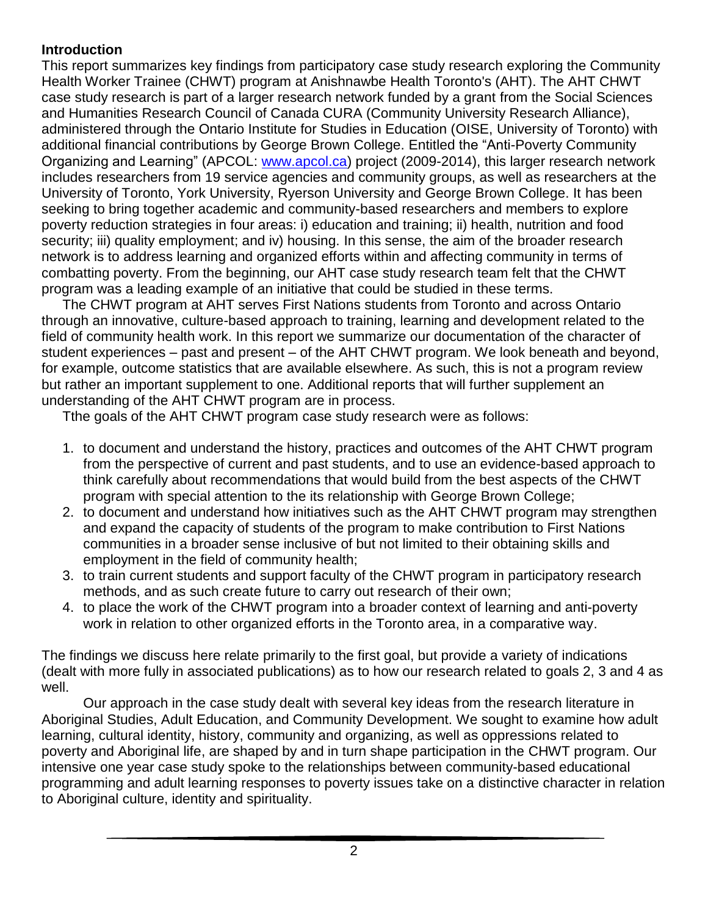**Introduction**

This report summarizes key findings from participatory case study research exploring the Community Health Worker Trainee (CHWT) program at Anishnawbe Health Toronto's (AHT). The AHT CHWT case study research is part of a larger research network funded by a grant from the Social Sciences and Humanities Research Council of Canada CURA (Community University Research Alliance), administered through the Ontario Institute for Studies in Education (OISE, University of Toronto) with additional financial contributions by George Brown College. Entitled the "Anti-Poverty Community Organizing and Learning" (APCOL: www.apcol.ca) project (2009-2014), this larger research network includes researchers from 19 service agencies and community groups, as well as researchers at the University of Toronto, York University, Ryerson University and George Brown College. It has been seeking to bring together academic and community-based researchers and members to explore poverty reduction strategies in four areas: i) education and training; ii) health, nutrition and food security; iii) quality employment; and iv) housing. In this sense, the aim of the broader research network is to address learning and organized efforts within and affecting community in terms of combatting poverty. From the beginning, our AHT case study research team felt that the CHWT program was a leading example of an initiative that could be studied in these terms.

The CHWT program at AHT serves First Nations students from Toronto and across Ontario through an innovative, culture-based approach to training, learning and development related to the field of community health work. In this report we summarize our documentation of the character of student experiences – past and present – of the AHT CHWT program. We look beneath and beyond, for example, outcome statistics that are available elsewhere. As such, this is not a program review but rather an important supplement to one. Additional reports that will further supplement an understanding of the AHT CHWT program are in process.

Tthe goals of the AHT CHWT program case study research were as follows:

1. to document and understand the history, practices and outcomes of the AHT CHWT program from the perspective of current and past students, and to use an evidence-based approach to think carefully about recommendations that would build from the best aspects of the CHWT program with special attention to the its relationship with George Brown College;
2. to document and understand how initiatives such as the AHT CHWT program may strengthen and expand the capacity of students of the program to make contribution to First Nations communities in a broader sense inclusive of but not limited to their obtaining skills and employment in the field of community health;
3. to train current students and support faculty of the CHWT program in participatory research methods, and as such create future to carry out research of their own;
4. to place the work of the CHWT program into a broader context of learning and anti-poverty work in relation to other organized efforts in the Toronto area, in a comparative way.

The findings we discuss here relate primarily to the first goal, but provide a variety of indications (dealt with more fully in associated publications) as to how our research related to goals 2, 3 and 4 as well.

Our approach in the case study dealt with several key ideas from the research literature in Aboriginal Studies, Adult Education, and Community Development. We sought to examine how adult learning, cultural identity, history, community and organizing, as well as oppressions related to poverty and Aboriginal life, are shaped by and in turn shape participation in the CHWT program. Our intensive one year case study spoke to the relationships between community-based educational programming and adult learning responses to poverty issues take on a distinctive character in relation to Aboriginal culture, identity and spirituality.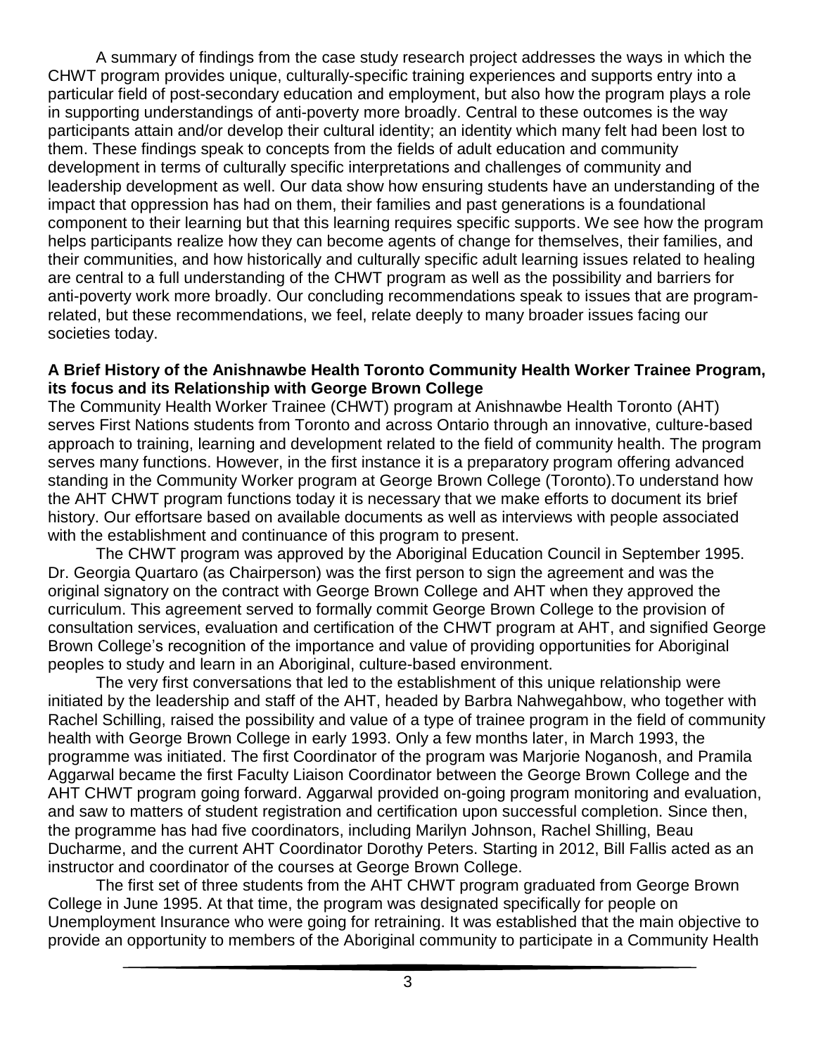A summary of findings from the case study research project addresses the ways in which the CHWT program provides unique, culturally-specific training experiences and supports entry into a particular field of post-secondary education and employment, but also how the program plays a role in supporting understandings of anti-poverty more broadly. Central to these outcomes is the way participants attain and/or develop their cultural identity; an identity which many felt had been lost to them. These findings speak to concepts from the fields of adult education and community development in terms of culturally specific interpretations and challenges of community and leadership development as well. Our data show how ensuring students have an understanding of the impact that oppression has had on them, their families and past generations is a foundational component to their learning but that this learning requires specific supports. We see how the program helps participants realize how they can become agents of change for themselves, their families, and their communities, and how historically and culturally specific adult learning issues related to healing are central to a full understanding of the CHWT program as well as the possibility and barriers for anti-poverty work more broadly. Our concluding recommendations speak to issues that are program-related, but these recommendations, we feel, relate deeply to many broader issues facing our societies today.

**A Brief History of the Anishnawbe Health Toronto Community Health Worker Trainee Program, its focus and its Relationship with George Brown College**

The Community Health Worker Trainee (CHWT) program at Anishnawbe Health Toronto (AHT) serves First Nations students from Toronto and across Ontario through an innovative, culture-based approach to training, learning and development related to the field of community health. The program serves many functions. However, in the first instance it is a preparatory program offering advanced standing in the Community Worker program at George Brown College (Toronto).To understand how the AHT CHWT program functions today it is necessary that we make efforts to document its brief history. Our effortsare based on available documents as well as interviews with people associated with the establishment and continuance of this program to present.

The CHWT program was approved by the Aboriginal Education Council in September 1995. Dr. Georgia Quartaro (as Chairperson) was the first person to sign the agreement and was the original signatory on the contract with George Brown College and AHT when they approved the curriculum. This agreement served to formally commit George Brown College to the provision of consultation services, evaluation and certification of the CHWT program at AHT, and signified George Brown College's recognition of the importance and value of providing opportunities for Aboriginal peoples to study and learn in an Aboriginal, culture-based environment.

The very first conversations that led to the establishment of this unique relationship were initiated by the leadership and staff of the AHT, headed by Barbra Nahwegahbow, who together with Rachel Schilling, raised the possibility and value of a type of trainee program in the field of community health with George Brown College in early 1993. Only a few months later, in March 1993, the programme was initiated. The first Coordinator of the program was Marjorie Noganosh, and Pramila Aggarwal became the first Faculty Liaison Coordinator between the George Brown College and the AHT CHWT program going forward. Aggarwal provided on-going program monitoring and evaluation, and saw to matters of student registration and certification upon successful completion. Since then, the programme has had five coordinators, including Marilyn Johnson, Rachel Shilling, Beau Ducharme, and the current AHT Coordinator Dorothy Peters. Starting in 2012, Bill Fallis acted as an instructor and coordinator of the courses at George Brown College.

The first set of three students from the AHT CHWT program graduated from George Brown College in June 1995. At that time, the program was designated specifically for people on Unemployment Insurance who were going for retraining. It was established that the main objective to provide an opportunity to members of the Aboriginal community to participate in a Community Health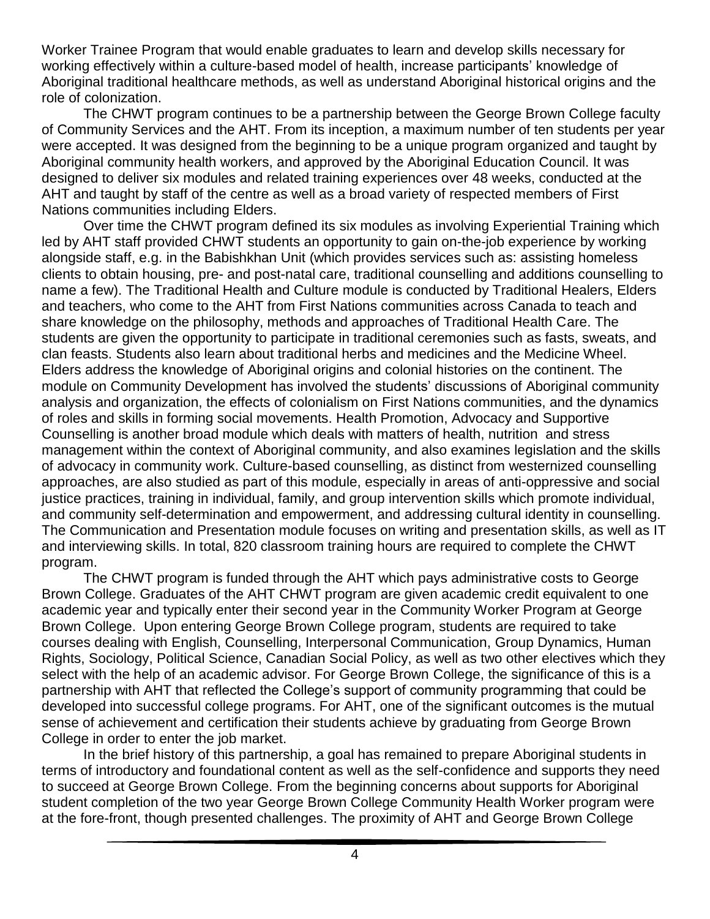Worker Trainee Program that would enable graduates to learn and develop skills necessary for working effectively within a culture-based model of health, increase participants' knowledge of Aboriginal traditional healthcare methods, as well as understand Aboriginal historical origins and the role of colonization.

The CHWT program continues to be a partnership between the George Brown College faculty of Community Services and the AHT. From its inception, a maximum number of ten students per year were accepted. It was designed from the beginning to be a unique program organized and taught by Aboriginal community health workers, and approved by the Aboriginal Education Council. It was designed to deliver six modules and related training experiences over 48 weeks, conducted at the AHT and taught by staff of the centre as well as a broad variety of respected members of First Nations communities including Elders.

Over time the CHWT program defined its six modules as involving Experiential Training which led by AHT staff provided CHWT students an opportunity to gain on-the-job experience by working alongside staff, e.g. in the Babishkhan Unit (which provides services such as: assisting homeless clients to obtain housing, pre- and post-natal care, traditional counselling and additions counselling to name a few). The Traditional Health and Culture module is conducted by Traditional Healers, Elders and teachers, who come to the AHT from First Nations communities across Canada to teach and share knowledge on the philosophy, methods and approaches of Traditional Health Care. The students are given the opportunity to participate in traditional ceremonies such as fasts, sweats, and clan feasts. Students also learn about traditional herbs and medicines and the Medicine Wheel. Elders address the knowledge of Aboriginal origins and colonial histories on the continent. The module on Community Development has involved the students' discussions of Aboriginal community analysis and organization, the effects of colonialism on First Nations communities, and the dynamics of roles and skills in forming social movements. Health Promotion, Advocacy and Supportive Counselling is another broad module which deals with matters of health, nutrition and stress management within the context of Aboriginal community, and also examines legislation and the skills of advocacy in community work. Culture-based counselling, as distinct from westernized counselling approaches, are also studied as part of this module, especially in areas of anti-oppressive and social justice practices, training in individual, family, and group intervention skills which promote individual, and community self-determination and empowerment, and addressing cultural identity in counselling. The Communication and Presentation module focuses on writing and presentation skills, as well as IT and interviewing skills. In total, 820 classroom training hours are required to complete the CHWT program.

The CHWT program is funded through the AHT which pays administrative costs to George Brown College. Graduates of the AHT CHWT program are given academic credit equivalent to one academic year and typically enter their second year in the Community Worker Program at George Brown College. Upon entering George Brown College program, students are required to take courses dealing with English, Counselling, Interpersonal Communication, Group Dynamics, Human Rights, Sociology, Political Science, Canadian Social Policy, as well as two other electives which they select with the help of an academic advisor. For George Brown College, the significance of this is a partnership with AHT that reflected the College's support of community programming that could be developed into successful college programs. For AHT, one of the significant outcomes is the mutual sense of achievement and certification their students achieve by graduating from George Brown College in order to enter the job market.

In the brief history of this partnership, a goal has remained to prepare Aboriginal students in terms of introductory and foundational content as well as the self-confidence and supports they need to succeed at George Brown College. From the beginning concerns about supports for Aboriginal student completion of the two year George Brown College Community Health Worker program were at the fore-front, though presented challenges. The proximity of AHT and George Brown College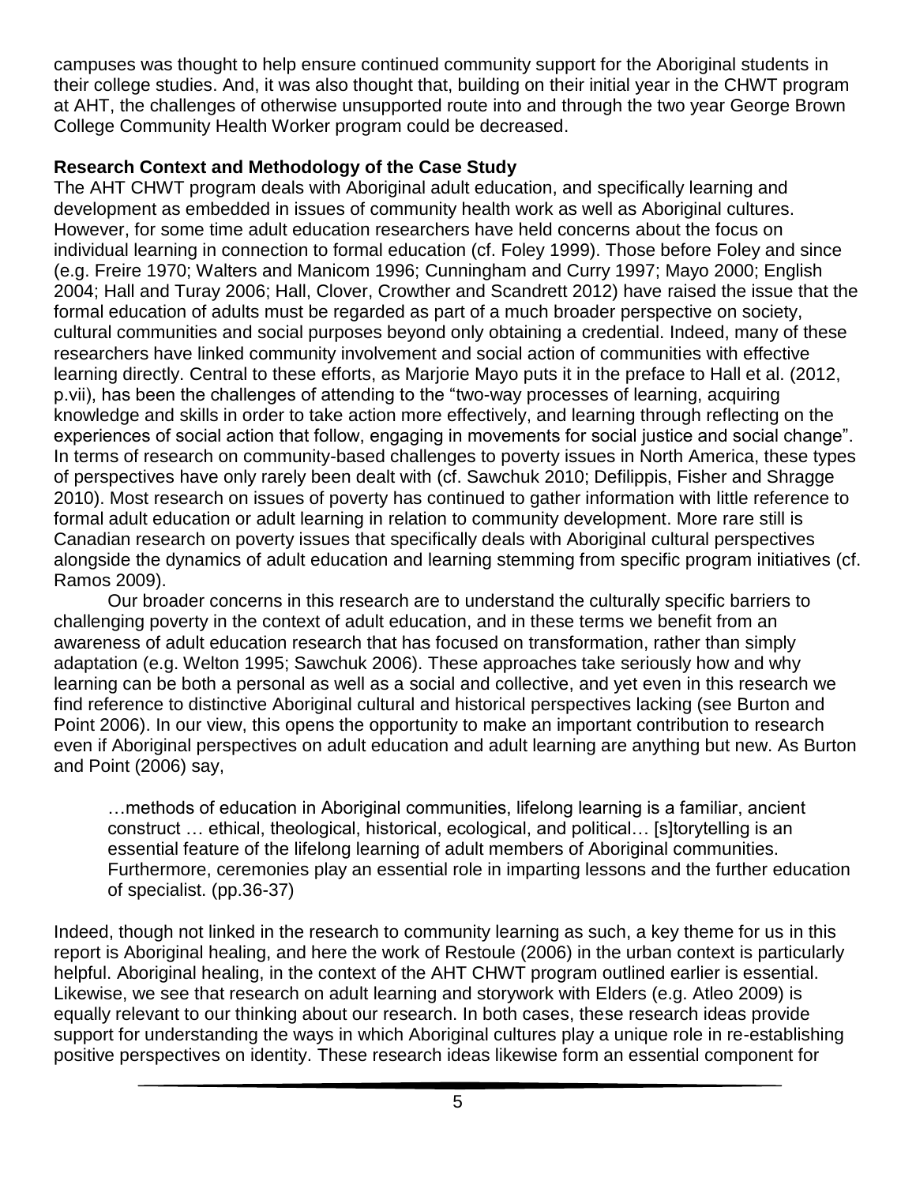campuses was thought to help ensure continued community support for the Aboriginal students in their college studies. And, it was also thought that, building on their initial year in the CHWT program at AHT, the challenges of otherwise unsupported route into and through the two year George Brown College Community Health Worker program could be decreased.

**Research Context and Methodology of the Case Study**

The AHT CHWT program deals with Aboriginal adult education, and specifically learning and development as embedded in issues of community health work as well as Aboriginal cultures. However, for some time adult education researchers have held concerns about the focus on individual learning in connection to formal education (cf. Foley 1999). Those before Foley and since (e.g. Freire 1970; Walters and Manicom 1996; Cunningham and Curry 1997; Mayo 2000; English 2004; Hall and Turay 2006; Hall, Clover, Crowther and Scandrett 2012) have raised the issue that the formal education of adults must be regarded as part of a much broader perspective on society, cultural communities and social purposes beyond only obtaining a credential. Indeed, many of these researchers have linked community involvement and social action of communities with effective learning directly. Central to these efforts, as Marjorie Mayo puts it in the preface to Hall et al. (2012, p.vii), has been the challenges of attending to the "two-way processes of learning, acquiring knowledge and skills in order to take action more effectively, and learning through reflecting on the experiences of social action that follow, engaging in movements for social justice and social change". In terms of research on community-based challenges to poverty issues in North America, these types of perspectives have only rarely been dealt with (cf. Sawchuk 2010; Defilippis, Fisher and Shragge 2010). Most research on issues of poverty has continued to gather information with little reference to formal adult education or adult learning in relation to community development. More rare still is Canadian research on poverty issues that specifically deals with Aboriginal cultural perspectives alongside the dynamics of adult education and learning stemming from specific program initiatives (cf. Ramos 2009).

Our broader concerns in this research are to understand the culturally specific barriers to challenging poverty in the context of adult education, and in these terms we benefit from an awareness of adult education research that has focused on transformation, rather than simply adaptation (e.g. Welton 1995; Sawchuk 2006). These approaches take seriously how and why learning can be both a personal as well as a social and collective, and yet even in this research we find reference to distinctive Aboriginal cultural and historical perspectives lacking (see Burton and Point 2006). In our view, this opens the opportunity to make an important contribution to research even if Aboriginal perspectives on adult education and adult learning are anything but new. As Burton and Point (2006) say,

> …methods of education in Aboriginal communities, lifelong learning is a familiar, ancient construct … ethical, theological, historical, ecological, and political… [s]torytelling is an essential feature of the lifelong learning of adult members of Aboriginal communities. Furthermore, ceremonies play an essential role in imparting lessons and the further education of specialist. (pp.36-37)

Indeed, though not linked in the research to community learning as such, a key theme for us in this report is Aboriginal healing, and here the work of Restoule (2006) in the urban context is particularly helpful. Aboriginal healing, in the context of the AHT CHWT program outlined earlier is essential. Likewise, we see that research on adult learning and storywork with Elders (e.g. Atleo 2009) is equally relevant to our thinking about our research. In both cases, these research ideas provide support for understanding the ways in which Aboriginal cultures play a unique role in re-establishing positive perspectives on identity. These research ideas likewise form an essential component for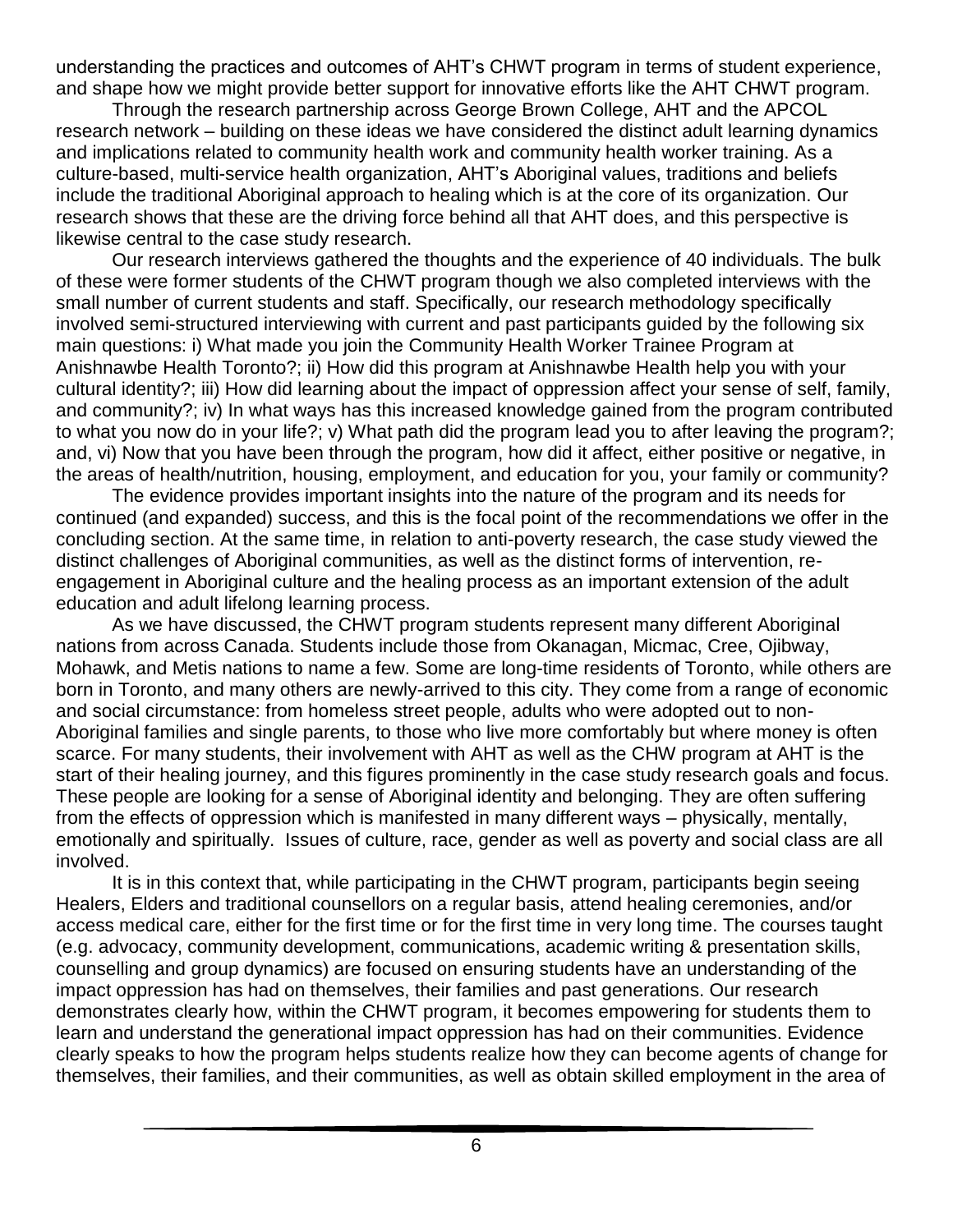understanding the practices and outcomes of AHT's CHWT program in terms of student experience, and shape how we might provide better support for innovative efforts like the AHT CHWT program.

Through the research partnership across George Brown College, AHT and the APCOL research network – building on these ideas we have considered the distinct adult learning dynamics and implications related to community health work and community health worker training. As a culture-based, multi-service health organization, AHT's Aboriginal values, traditions and beliefs include the traditional Aboriginal approach to healing which is at the core of its organization. Our research shows that these are the driving force behind all that AHT does, and this perspective is likewise central to the case study research.

Our research interviews gathered the thoughts and the experience of 40 individuals. The bulk of these were former students of the CHWT program though we also completed interviews with the small number of current students and staff. Specifically, our research methodology specifically involved semi-structured interviewing with current and past participants guided by the following six main questions: i) What made you join the Community Health Worker Trainee Program at Anishnawbe Health Toronto?; ii) How did this program at Anishnawbe Health help you with your cultural identity?; iii) How did learning about the impact of oppression affect your sense of self, family, and community?; iv) In what ways has this increased knowledge gained from the program contributed to what you now do in your life?; v) What path did the program lead you to after leaving the program?; and, vi) Now that you have been through the program, how did it affect, either positive or negative, in the areas of health/nutrition, housing, employment, and education for you, your family or community?

The evidence provides important insights into the nature of the program and its needs for continued (and expanded) success, and this is the focal point of the recommendations we offer in the concluding section. At the same time, in relation to anti-poverty research, the case study viewed the distinct challenges of Aboriginal communities, as well as the distinct forms of intervention, re-engagement in Aboriginal culture and the healing process as an important extension of the adult education and adult lifelong learning process.

As we have discussed, the CHWT program students represent many different Aboriginal nations from across Canada. Students include those from Okanagan, Micmac, Cree, Ojibway, Mohawk, and Metis nations to name a few. Some are long-time residents of Toronto, while others are born in Toronto, and many others are newly-arrived to this city. They come from a range of economic and social circumstance: from homeless street people, adults who were adopted out to non-Aboriginal families and single parents, to those who live more comfortably but where money is often scarce. For many students, their involvement with AHT as well as the CHW program at AHT is the start of their healing journey, and this figures prominently in the case study research goals and focus. These people are looking for a sense of Aboriginal identity and belonging. They are often suffering from the effects of oppression which is manifested in many different ways – physically, mentally, emotionally and spiritually. Issues of culture, race, gender as well as poverty and social class are all involved.

It is in this context that, while participating in the CHWT program, participants begin seeing Healers, Elders and traditional counsellors on a regular basis, attend healing ceremonies, and/or access medical care, either for the first time or for the first time in very long time. The courses taught (e.g. advocacy, community development, communications, academic writing & presentation skills, counselling and group dynamics) are focused on ensuring students have an understanding of the impact oppression has had on themselves, their families and past generations. Our research demonstrates clearly how, within the CHWT program, it becomes empowering for students them to learn and understand the generational impact oppression has had on their communities. Evidence clearly speaks to how the program helps students realize how they can become agents of change for themselves, their families, and their communities, as well as obtain skilled employment in the area of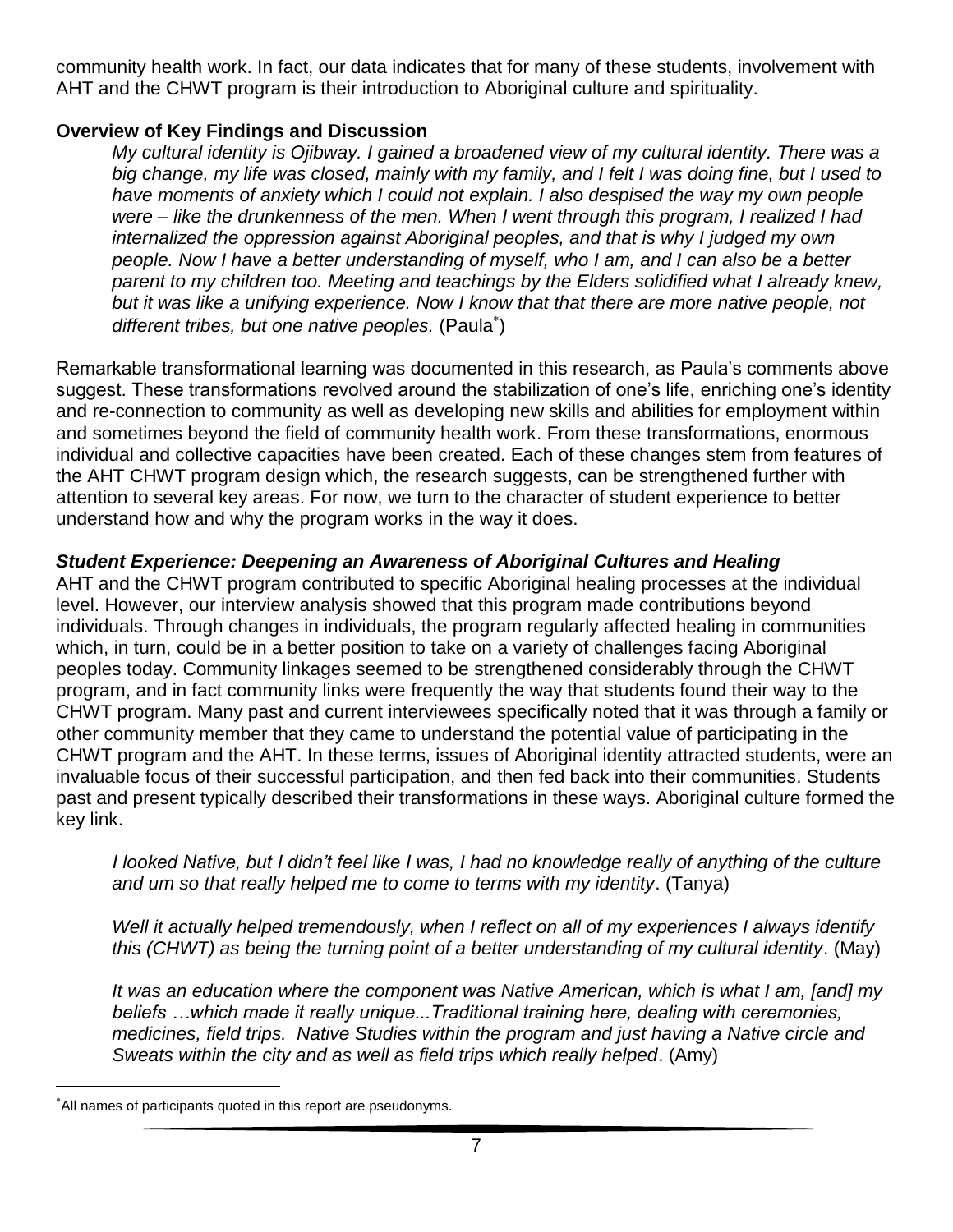community health work. In fact, our data indicates that for many of these students, involvement with AHT and the CHWT program is their introduction to Aboriginal culture and spirituality.

**Overview of Key Findings and Discussion**

> *My cultural identity is Ojibway. I gained a broadened view of my cultural identity. There was a big change, my life was closed, mainly with my family, and I felt I was doing fine, but I used to have moments of anxiety which I could not explain. I also despised the way my own people were – like the drunkenness of the men. When I went through this program, I realized I had internalized the oppression against Aboriginal peoples, and that is why I judged my own people. Now I have a better understanding of myself, who I am, and I can also be a better parent to my children too. Meeting and teachings by the Elders solidified what I already knew, but it was like a unifying experience. Now I know that that there are more native people, not different tribes, but one native peoples.* (Paula*)

Remarkable transformational learning was documented in this research, as Paula's comments above suggest. These transformations revolved around the stabilization of one's life, enriching one's identity and re-connection to community as well as developing new skills and abilities for employment within and sometimes beyond the field of community health work. From these transformations, enormous individual and collective capacities have been created. Each of these changes stem from features of the AHT CHWT program design which, the research suggests, can be strengthened further with attention to several key areas. For now, we turn to the character of student experience to better understand how and why the program works in the way it does.

***Student Experience: Deepening an Awareness of Aboriginal Cultures and Healing***

AHT and the CHWT program contributed to specific Aboriginal healing processes at the individual level. However, our interview analysis showed that this program made contributions beyond individuals. Through changes in individuals, the program regularly affected healing in communities which, in turn, could be in a better position to take on a variety of challenges facing Aboriginal peoples today. Community linkages seemed to be strengthened considerably through the CHWT program, and in fact community links were frequently the way that students found their way to the CHWT program. Many past and current interviewees specifically noted that it was through a family or other community member that they came to understand the potential value of participating in the CHWT program and the AHT. In these terms, issues of Aboriginal identity attracted students, were an invaluable focus of their successful participation, and then fed back into their communities. Students past and present typically described their transformations in these ways. Aboriginal culture formed the key link.

> *I looked Native, but I didn't feel like I was, I had no knowledge really of anything of the culture and um so that really helped me to come to terms with my identity*. (Tanya)

> *Well it actually helped tremendously, when I reflect on all of my experiences I always identify this (CHWT) as being the turning point of a better understanding of my cultural identity*. (May)

> *It was an education where the component was Native American, which is what I am, [and] my beliefs …which made it really unique...Traditional training here, dealing with ceremonies, medicines, field trips. Native Studies within the program and just having a Native circle and Sweats within the city and as well as field trips which really helped*. (Amy)

---

*All names of participants quoted in this report are pseudonyms.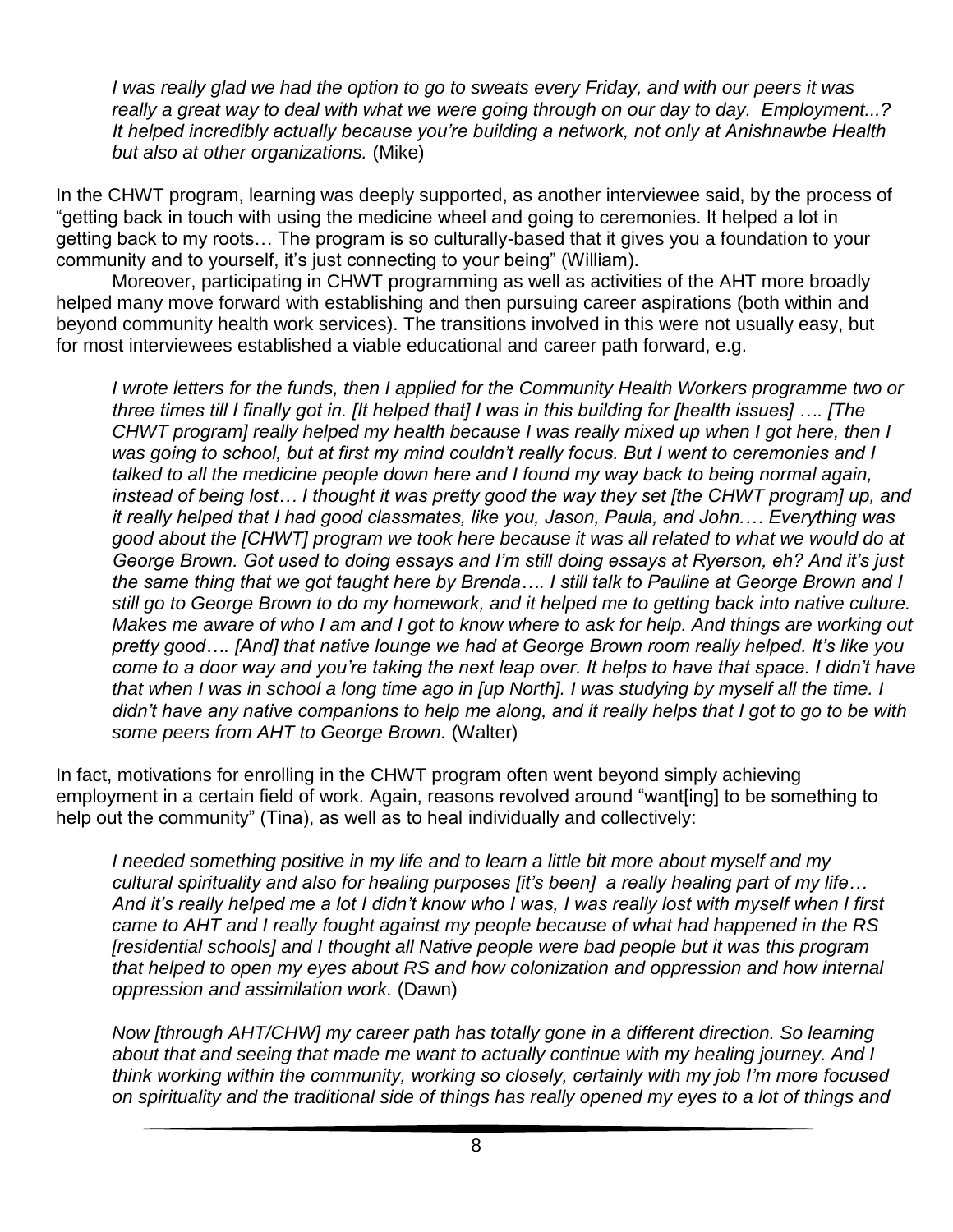*I was really glad we had the option to go to sweats every Friday, and with our peers it was really a great way to deal with what we were going through on our day to day. Employment...? It helped incredibly actually because you're building a network, not only at Anishnawbe Health but also at other organizations.* (Mike)

In the CHWT program, learning was deeply supported, as another interviewee said, by the process of "getting back in touch with using the medicine wheel and going to ceremonies. It helped a lot in getting back to my roots… The program is so culturally-based that it gives you a foundation to your community and to yourself, it's just connecting to your being" (William).

Moreover, participating in CHWT programming as well as activities of the AHT more broadly helped many move forward with establishing and then pursuing career aspirations (both within and beyond community health work services). The transitions involved in this were not usually easy, but for most interviewees established a viable educational and career path forward, e.g.

*I wrote letters for the funds, then I applied for the Community Health Workers programme two or three times till I finally got in. [It helped that] I was in this building for [health issues] …. [The CHWT program] really helped my health because I was really mixed up when I got here, then I was going to school, but at first my mind couldn't really focus. But I went to ceremonies and I talked to all the medicine people down here and I found my way back to being normal again, instead of being lost… I thought it was pretty good the way they set [the CHWT program] up, and it really helped that I had good classmates, like you, Jason, Paula, and John.… Everything was good about the [CHWT] program we took here because it was all related to what we would do at George Brown. Got used to doing essays and I'm still doing essays at Ryerson, eh? And it's just the same thing that we got taught here by Brenda…. I still talk to Pauline at George Brown and I still go to George Brown to do my homework, and it helped me to getting back into native culture. Makes me aware of who I am and I got to know where to ask for help. And things are working out pretty good…. [And] that native lounge we had at George Brown room really helped. It's like you come to a door way and you're taking the next leap over. It helps to have that space. I didn't have that when I was in school a long time ago in [up North]. I was studying by myself all the time. I didn't have any native companions to help me along, and it really helps that I got to go to be with some peers from AHT to George Brown.* (Walter)

In fact, motivations for enrolling in the CHWT program often went beyond simply achieving employment in a certain field of work. Again, reasons revolved around "want[ing] to be something to help out the community" (Tina), as well as to heal individually and collectively:

*I needed something positive in my life and to learn a little bit more about myself and my cultural spirituality and also for healing purposes [it's been] a really healing part of my life… And it's really helped me a lot I didn't know who I was, I was really lost with myself when I first came to AHT and I really fought against my people because of what had happened in the RS [residential schools] and I thought all Native people were bad people but it was this program that helped to open my eyes about RS and how colonization and oppression and how internal oppression and assimilation work.* (Dawn)

*Now [through AHT/CHW] my career path has totally gone in a different direction. So learning about that and seeing that made me want to actually continue with my healing journey. And I think working within the community, working so closely, certainly with my job I'm more focused on spirituality and the traditional side of things has really opened my eyes to a lot of things and*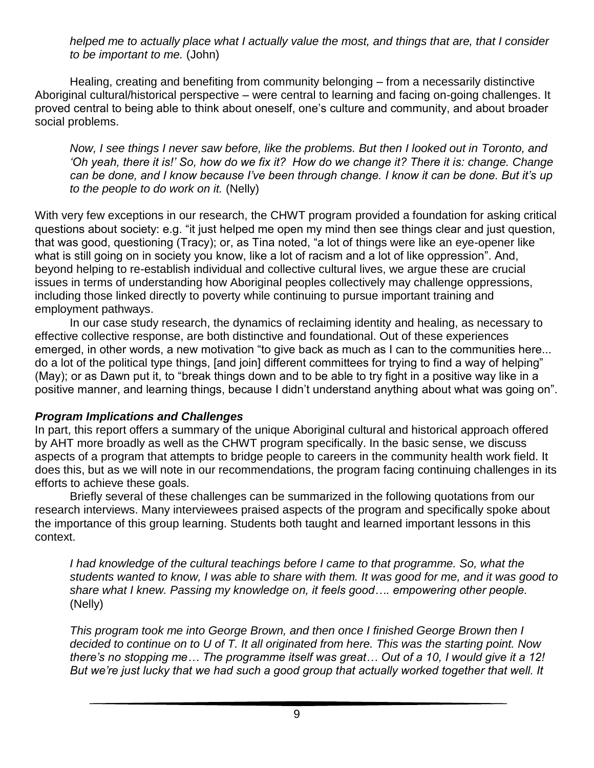*helped me to actually place what I actually value the most, and things that are, that I consider to be important to me.* (John)

Healing, creating and benefiting from community belonging – from a necessarily distinctive Aboriginal cultural/historical perspective – were central to learning and facing on-going challenges. It proved central to being able to think about oneself, one's culture and community, and about broader social problems.

> *Now, I see things I never saw before, like the problems. But then I looked out in Toronto, and 'Oh yeah, there it is!' So, how do we fix it? How do we change it? There it is: change. Change can be done, and I know because I've been through change. I know it can be done. But it's up to the people to do work on it.* (Nelly)

With very few exceptions in our research, the CHWT program provided a foundation for asking critical questions about society: e.g. "it just helped me open my mind then see things clear and just question, that was good, questioning (Tracy); or, as Tina noted, "a lot of things were like an eye-opener like what is still going on in society you know, like a lot of racism and a lot of like oppression". And, beyond helping to re-establish individual and collective cultural lives, we argue these are crucial issues in terms of understanding how Aboriginal peoples collectively may challenge oppressions, including those linked directly to poverty while continuing to pursue important training and employment pathways.

In our case study research, the dynamics of reclaiming identity and healing, as necessary to effective collective response, are both distinctive and foundational. Out of these experiences emerged, in other words, a new motivation "to give back as much as I can to the communities here... do a lot of the political type things, [and join] different committees for trying to find a way of helping" (May); or as Dawn put it, to "break things down and to be able to try fight in a positive way like in a positive manner, and learning things, because I didn't understand anything about what was going on".

### *Program Implications and Challenges*

In part, this report offers a summary of the unique Aboriginal cultural and historical approach offered by AHT more broadly as well as the CHWT program specifically. In the basic sense, we discuss aspects of a program that attempts to bridge people to careers in the community health work field. It does this, but as we will note in our recommendations, the program facing continuing challenges in its efforts to achieve these goals.

Briefly several of these challenges can be summarized in the following quotations from our research interviews. Many interviewees praised aspects of the program and specifically spoke about the importance of this group learning. Students both taught and learned important lessons in this context.

> *I had knowledge of the cultural teachings before I came to that programme. So, what the students wanted to know, I was able to share with them. It was good for me, and it was good to share what I knew. Passing my knowledge on, it feels good…. empowering other people.* (Nelly)

> *This program took me into George Brown, and then once I finished George Brown then I decided to continue on to U of T. It all originated from here. This was the starting point. Now there's no stopping me… The programme itself was great… Out of a 10, I would give it a 12! But we're just lucky that we had such a good group that actually worked together that well. It*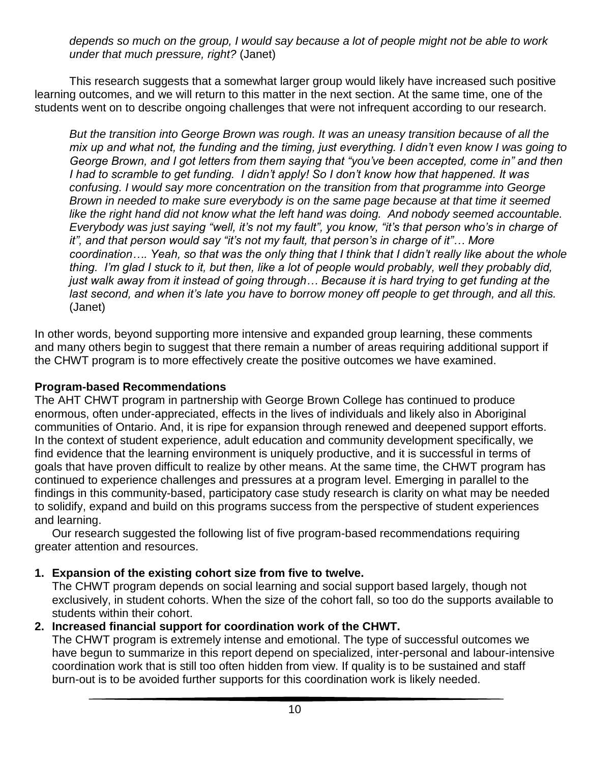*depends so much on the group, I would say because a lot of people might not be able to work under that much pressure, right?* (Janet)

This research suggests that a somewhat larger group would likely have increased such positive learning outcomes, and we will return to this matter in the next section. At the same time, one of the students went on to describe ongoing challenges that were not infrequent according to our research.

*But the transition into George Brown was rough. It was an uneasy transition because of all the mix up and what not, the funding and the timing, just everything. I didn't even know I was going to George Brown, and I got letters from them saying that "you've been accepted, come in" and then I had to scramble to get funding. I didn't apply! So I don't know how that happened. It was confusing. I would say more concentration on the transition from that programme into George Brown in needed to make sure everybody is on the same page because at that time it seemed like the right hand did not know what the left hand was doing. And nobody seemed accountable. Everybody was just saying "well, it's not my fault", you know, "it's that person who's in charge of it", and that person would say "it's not my fault, that person's in charge of it"… More coordination…. Yeah, so that was the only thing that I think that I didn't really like about the whole thing. I'm glad I stuck to it, but then, like a lot of people would probably, well they probably did, just walk away from it instead of going through… Because it is hard trying to get funding at the last second, and when it's late you have to borrow money off people to get through, and all this.* (Janet)

In other words, beyond supporting more intensive and expanded group learning, these comments and many others begin to suggest that there remain a number of areas requiring additional support if the CHWT program is to more effectively create the positive outcomes we have examined.

**Program-based Recommendations**

The AHT CHWT program in partnership with George Brown College has continued to produce enormous, often under-appreciated, effects in the lives of individuals and likely also in Aboriginal communities of Ontario. And, it is ripe for expansion through renewed and deepened support efforts. In the context of student experience, adult education and community development specifically, we find evidence that the learning environment is uniquely productive, and it is successful in terms of goals that have proven difficult to realize by other means. At the same time, the CHWT program has continued to experience challenges and pressures at a program level. Emerging in parallel to the findings in this community-based, participatory case study research is clarity on what may be needed to solidify, expand and build on this programs success from the perspective of student experiences and learning.

Our research suggested the following list of five program-based recommendations requiring greater attention and resources.

1. **Expansion of the existing cohort size from five to twelve.**
   The CHWT program depends on social learning and social support based largely, though not exclusively, in student cohorts. When the size of the cohort fall, so too do the supports available to students within their cohort.
2. **Increased financial support for coordination work of the CHWT.**
   The CHWT program is extremely intense and emotional. The type of successful outcomes we have begun to summarize in this report depend on specialized, inter-personal and labour-intensive coordination work that is still too often hidden from view. If quality is to be sustained and staff burn-out is to be avoided further supports for this coordination work is likely needed.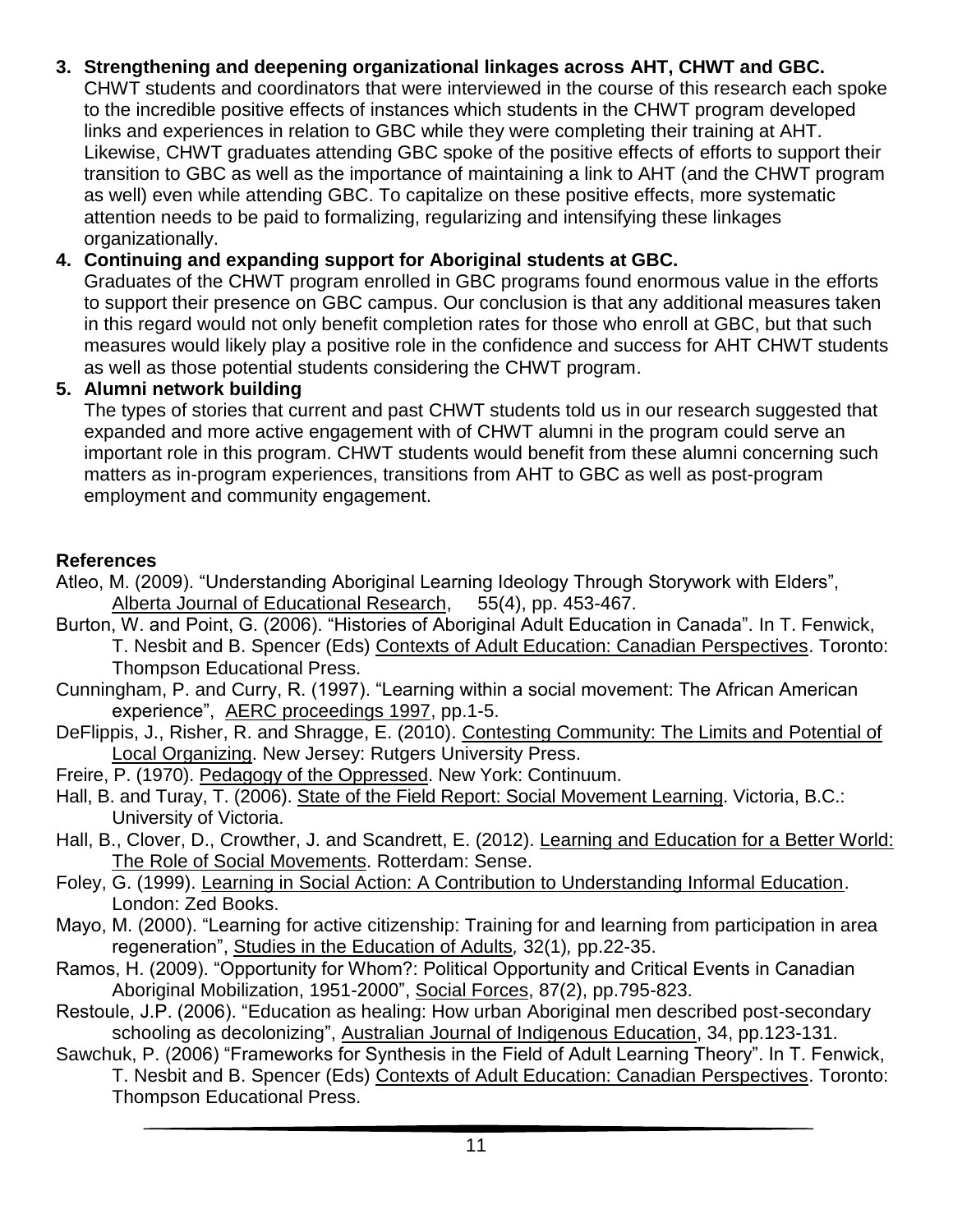3. **Strengthening and deepening organizational linkages across AHT, CHWT and GBC.** CHWT students and coordinators that were interviewed in the course of this research each spoke to the incredible positive effects of instances which students in the CHWT program developed links and experiences in relation to GBC while they were completing their training at AHT. Likewise, CHWT graduates attending GBC spoke of the positive effects of efforts to support their transition to GBC as well as the importance of maintaining a link to AHT (and the CHWT program as well) even while attending GBC. To capitalize on these positive effects, more systematic attention needs to be paid to formalizing, regularizing and intensifying these linkages organizationally.
4. **Continuing and expanding support for Aboriginal students at GBC.** Graduates of the CHWT program enrolled in GBC programs found enormous value in the efforts to support their presence on GBC campus. Our conclusion is that any additional measures taken in this regard would not only benefit completion rates for those who enroll at GBC, but that such measures would likely play a positive role in the confidence and success for AHT CHWT students as well as those potential students considering the CHWT program.
5. **Alumni network building** The types of stories that current and past CHWT students told us in our research suggested that expanded and more active engagement with of CHWT alumni in the program could serve an important role in this program. CHWT students would benefit from these alumni concerning such matters as in-program experiences, transitions from AHT to GBC as well as post-program employment and community engagement.

**References**

Atleo, M. (2009). "Understanding Aboriginal Learning Ideology Through Storywork with Elders", Alberta Journal of Educational Research, 55(4), pp. 453-467.

Burton, W. and Point, G. (2006). "Histories of Aboriginal Adult Education in Canada". In T. Fenwick, T. Nesbit and B. Spencer (Eds) Contexts of Adult Education: Canadian Perspectives. Toronto: Thompson Educational Press.

Cunningham, P. and Curry, R. (1997). "Learning within a social movement: The African American experience", AERC proceedings 1997, pp.1-5.

DeFlippis, J., Risher, R. and Shragge, E. (2010). Contesting Community: The Limits and Potential of Local Organizing. New Jersey: Rutgers University Press.

Freire, P. (1970). Pedagogy of the Oppressed. New York: Continuum.

Hall, B. and Turay, T. (2006). State of the Field Report: Social Movement Learning. Victoria, B.C.: University of Victoria.

Hall, B., Clover, D., Crowther, J. and Scandrett, E. (2012). Learning and Education for a Better World: The Role of Social Movements. Rotterdam: Sense.

Foley, G. (1999). Learning in Social Action: A Contribution to Understanding Informal Education. London: Zed Books.

Mayo, M. (2000). "Learning for active citizenship: Training for and learning from participation in area regeneration", Studies in the Education of Adults, 32(1), pp.22-35.

Ramos, H. (2009). "Opportunity for Whom?: Political Opportunity and Critical Events in Canadian Aboriginal Mobilization, 1951-2000", Social Forces, 87(2), pp.795-823.

Restoule, J.P. (2006). "Education as healing: How urban Aboriginal men described post-secondary schooling as decolonizing", Australian Journal of Indigenous Education, 34, pp.123-131.

Sawchuk, P. (2006) "Frameworks for Synthesis in the Field of Adult Learning Theory". In T. Fenwick, T. Nesbit and B. Spencer (Eds) Contexts of Adult Education: Canadian Perspectives. Toronto: Thompson Educational Press.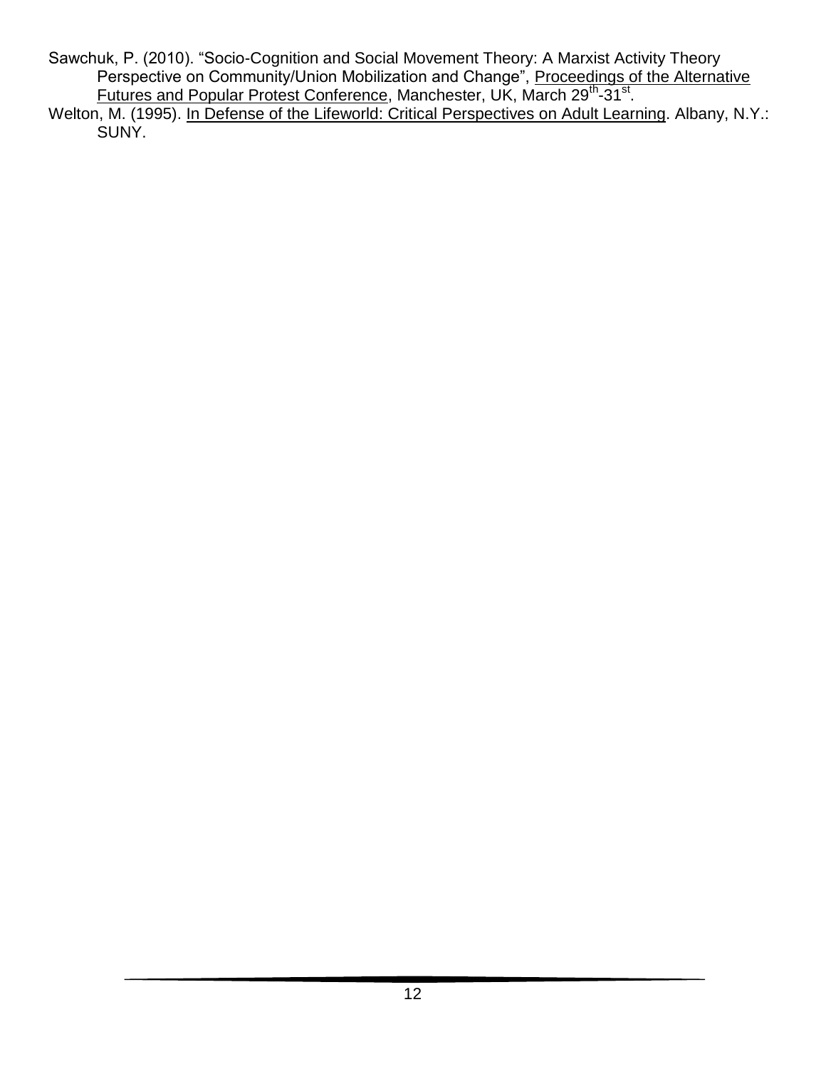Sawchuk, P. (2010). "Socio-Cognition and Social Movement Theory: A Marxist Activity Theory Perspective on Community/Union Mobilization and Change", Proceedings of the Alternative Futures and Popular Protest Conference, Manchester, UK, March 29th-31st.

Welton, M. (1995). In Defense of the Lifeworld: Critical Perspectives on Adult Learning. Albany, N.Y.: SUNY.